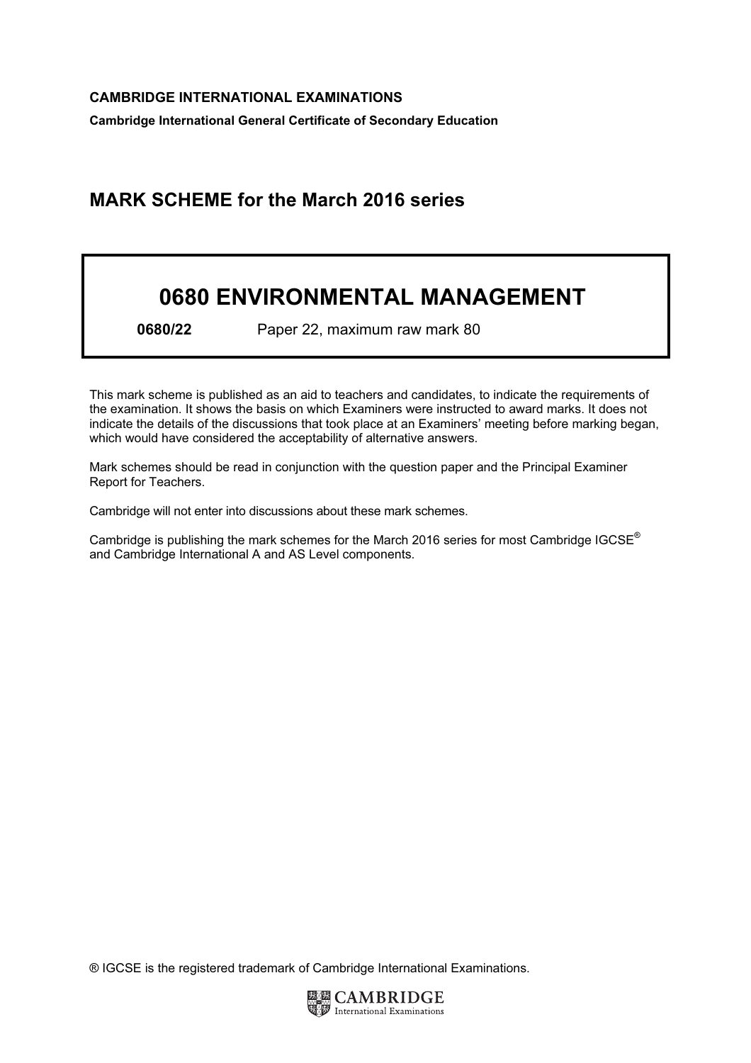**CAMBRIDGE INTERNATIONAL EXAMINATIONS**

**Cambridge International General Certificate of Secondary Education**

## MARK SCHEME for the March 2016 series

# 0680 ENVIRONMENTAL MANAGEMENT

**0680/22** Paper 22, maximum raw mark 80

This mark scheme is published as an aid to teachers and candidates, to indicate the requirements of the examination. It shows the basis on which Examiners were instructed to award marks. It does not indicate the details of the discussions that took place at an Examiners' meeting before marking began, which would have considered the acceptability of alternative answers.

Mark schemes should be read in conjunction with the question paper and the Principal Examiner Report for Teachers.

Cambridge will not enter into discussions about these mark schemes.

Cambridge is publishing the mark schemes for the March 2016 series for most Cambridge IGCSE® and Cambridge International A and AS Level components.

® IGCSE is the registered trademark of Cambridge International Examinations.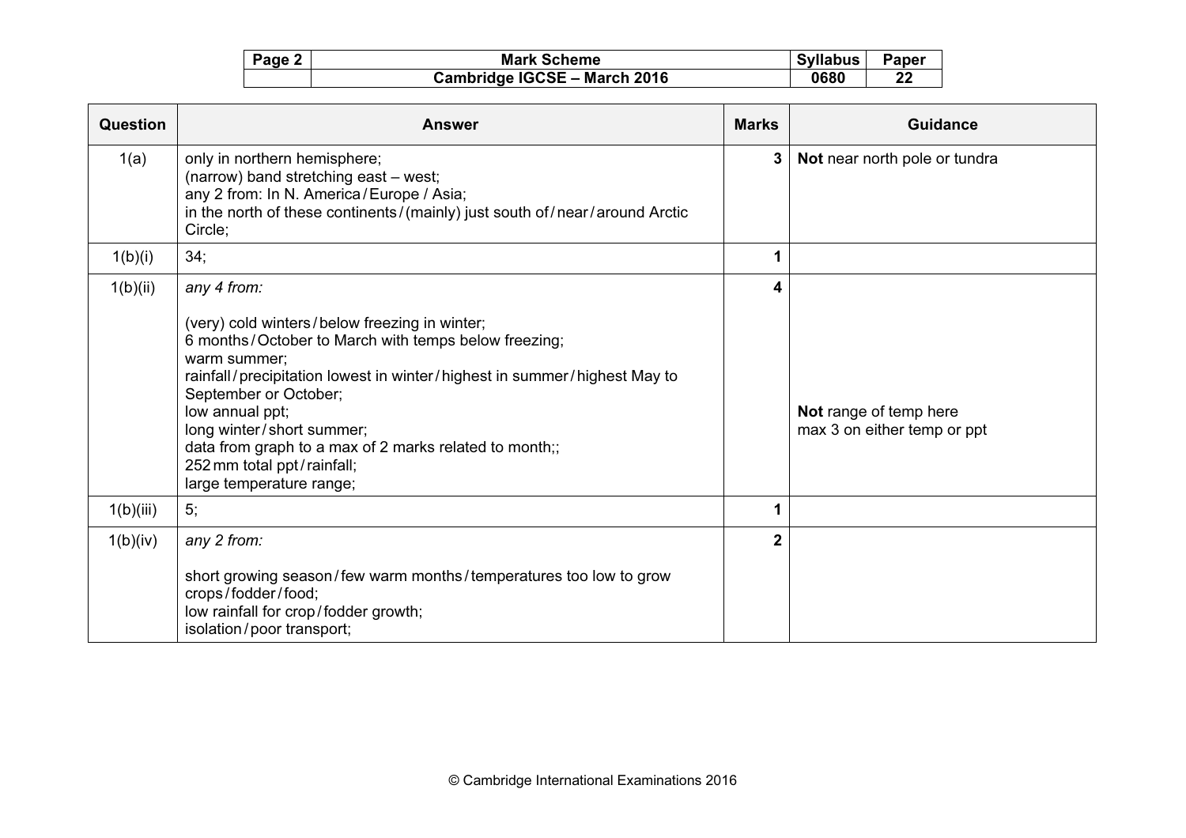| Question | Answer | Marks | Guidance |
|---|---|---|---|
| 1(a) | only in northern hemisphere;<br>(narrow) band stretching east – west;<br>any 2 from: In N. America / Europe / Asia;<br>in the north of these continents / (mainly) just south of / near / around Arctic Circle; | 3 | **Not** near north pole or tundra |
| 1(b)(i) | 34; | 1 | |
| 1(b)(ii) | *any 4 from:*<br><br>(very) cold winters / below freezing in winter;<br>6 months / October to March with temps below freezing;<br>warm summer;<br>rainfall / precipitation lowest in winter / highest in summer / highest May to September or October;<br>low annual ppt;<br>long winter / short summer;<br>data from graph to a max of 2 marks related to month;;<br>252 mm total ppt / rainfall;<br>large temperature range; | 4 | **Not** range of temp here<br>max 3 on either temp or ppt |
| 1(b)(iii) | 5; | 1 | |
| 1(b)(iv) | *any 2 from:*<br><br>short growing season / few warm months / temperatures too low to grow crops / fodder / food;<br>low rainfall for crop / fodder growth;<br>isolation / poor transport; | 2 | |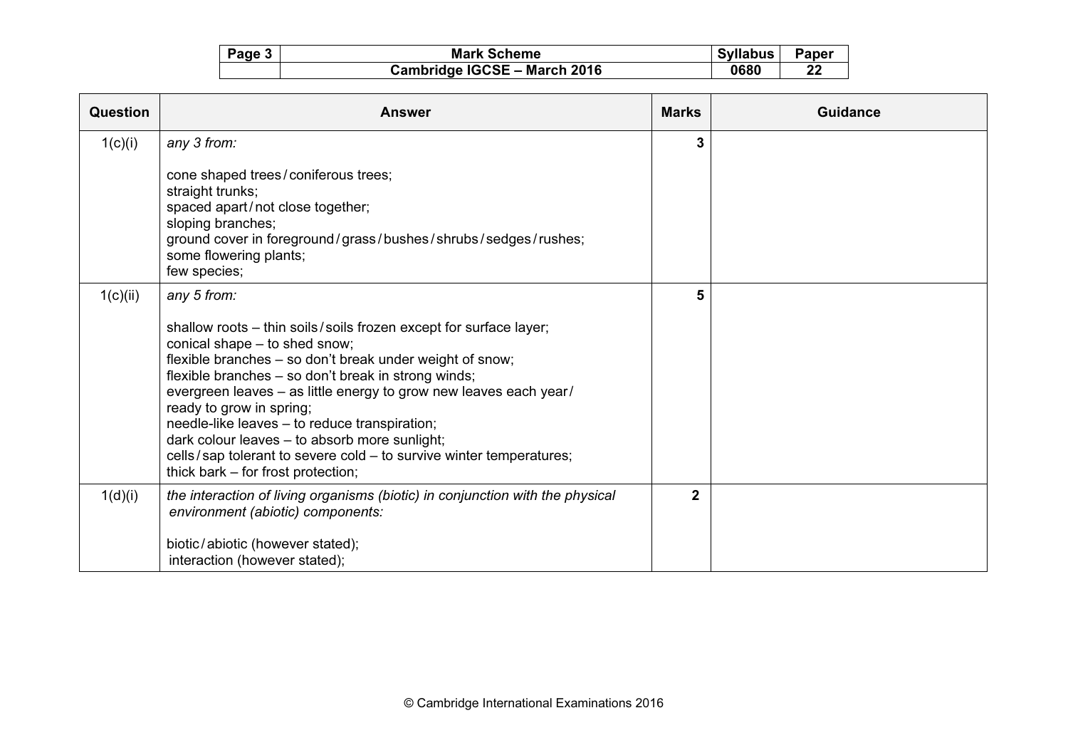| Question | Answer | Marks | Guidance |
|---|---|---|---|
| 1(c)(i) | *any 3 from:*<br><br>cone shaped trees / coniferous trees;<br>straight trunks;<br>spaced apart / not close together;<br>sloping branches;<br>ground cover in foreground / grass / bushes / shrubs / sedges / rushes;<br>some flowering plants;<br>few species; | 3 | |
| 1(c)(ii) | *any 5 from:*<br><br>shallow roots – thin soils / soils frozen except for surface layer;<br>conical shape – to shed snow;<br>flexible branches – so don't break under weight of snow;<br>flexible branches – so don't break in strong winds;<br>evergreen leaves – as little energy to grow new leaves each year / ready to grow in spring;<br>needle-like leaves – to reduce transpiration;<br>dark colour leaves – to absorb more sunlight;<br>cells / sap tolerant to severe cold – to survive winter temperatures;<br>thick bark – for frost protection; | 5 | |
| 1(d)(i) | *the interaction of living organisms (biotic) in conjunction with the physical environment (abiotic) components:*<br><br>biotic / abiotic (however stated);<br>interaction (however stated); | 2 | |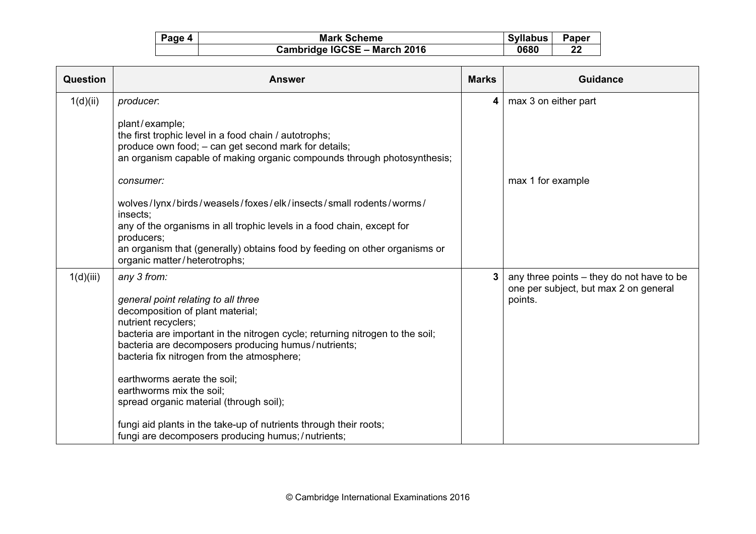| Question | Answer | Marks | Guidance |
|---|---|---|---|
| 1(d)(ii) | *producer*:<br><br>plant / example;<br>the first trophic level in a food chain / autotrophs;<br>produce own food; – can get second mark for details;<br>an organism capable of making organic compounds through photosynthesis;<br><br>*consumer:*<br><br>wolves / lynx / birds / weasels / foxes / elk / insects / small rodents / worms / insects;<br>any of the organisms in all trophic levels in a food chain, except for producers;<br>an organism that (generally) obtains food by feeding on other organisms or organic matter / heterotrophs; | **4** | max 3 on either part<br><br><br><br><br><br>max 1 for example |
| 1(d)(iii) | *any 3 from:*<br><br>*general point relating to all three*<br>decomposition of plant material;<br>nutrient recyclers;<br>bacteria are important in the nitrogen cycle; returning nitrogen to the soil;<br>bacteria are decomposers producing humus / nutrients;<br>bacteria fix nitrogen from the atmosphere;<br><br>earthworms aerate the soil;<br>earthworms mix the soil;<br>spread organic material (through soil);<br><br>fungi aid plants in the take-up of nutrients through their roots;<br>fungi are decomposers producing humus; / nutrients; | **3** | any three points – they do not have to be one per subject, but max 2 on general points. |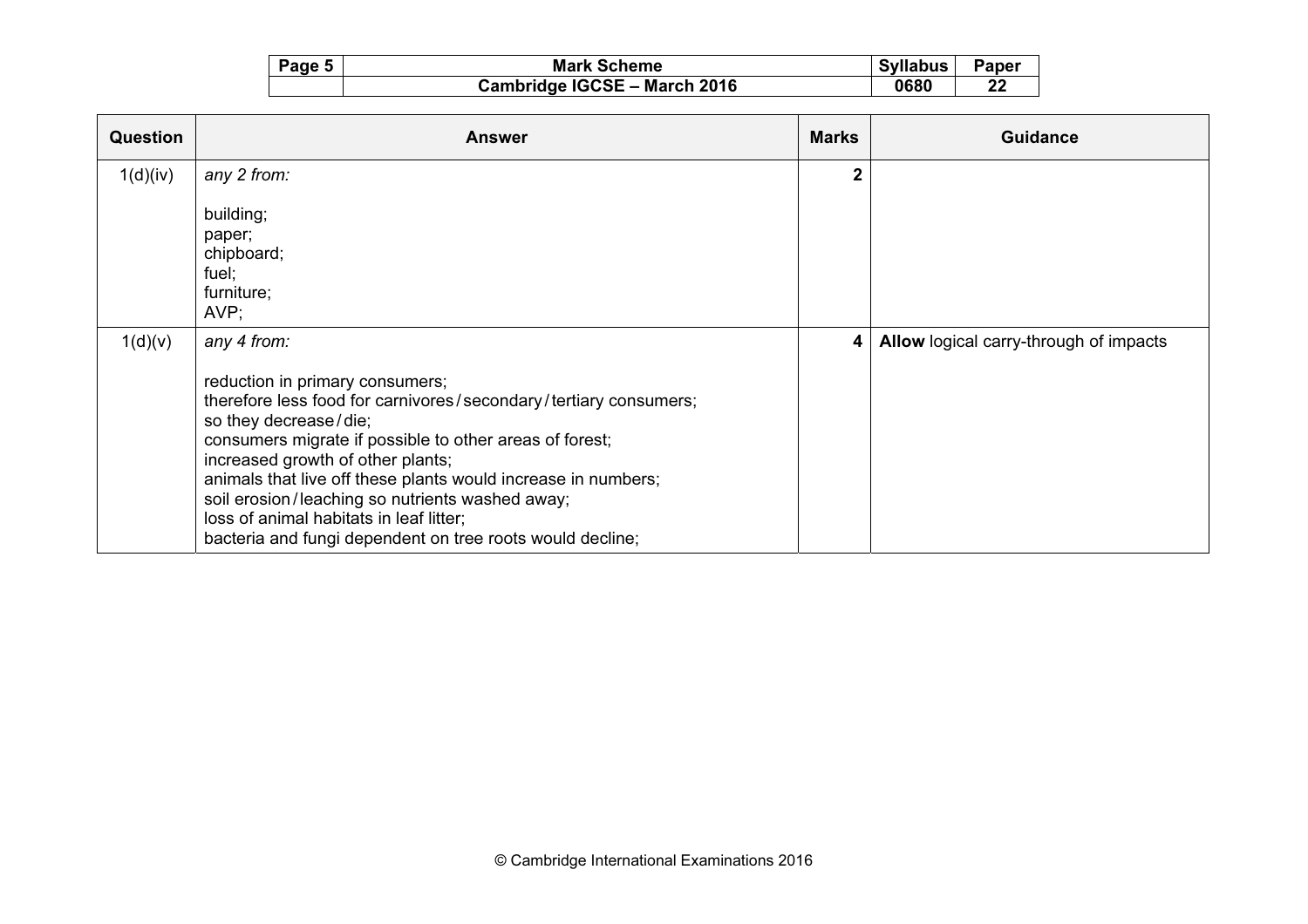| Question | Answer | Marks | Guidance |
|---|---|---|---|
| 1(d)(iv) | *any 2 from:*<br><br>building;<br>paper;<br>chipboard;<br>fuel;<br>furniture;<br>AVP; | 2 | |
| 1(d)(v) | *any 4 from:*<br><br>reduction in primary consumers;<br>therefore less food for carnivores / secondary / tertiary consumers;<br>so they decrease / die;<br>consumers migrate if possible to other areas of forest;<br>increased growth of other plants;<br>animals that live off these plants would increase in numbers;<br>soil erosion / leaching so nutrients washed away;<br>loss of animal habitats in leaf litter;<br>bacteria and fungi dependent on tree roots would decline; | 4 | **Allow** logical carry-through of impacts |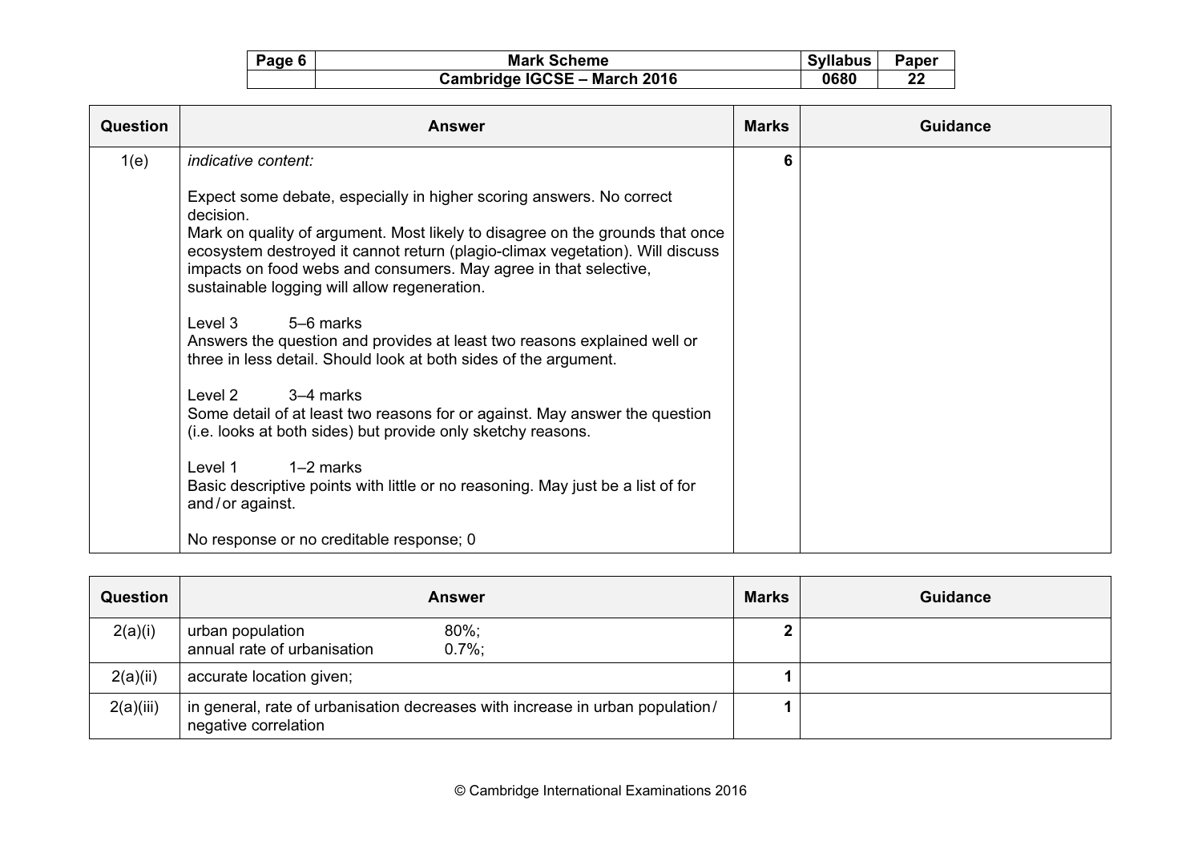| Question | Answer | Marks | Guidance |
|---|---|---|---|
| 1(e) | *indicative content:*<br><br>Expect some debate, especially in higher scoring answers. No correct decision.<br>Mark on quality of argument. Most likely to disagree on the grounds that once ecosystem destroyed it cannot return (plagio-climax vegetation). Will discuss impacts on food webs and consumers. May agree in that selective, sustainable logging will allow regeneration.<br><br>Level 3 5–6 marks<br>Answers the question and provides at least two reasons explained well or three in less detail. Should look at both sides of the argument.<br><br>Level 2 3–4 marks<br>Some detail of at least two reasons for or against. May answer the question (i.e. looks at both sides) but provide only sketchy reasons.<br><br>Level 1 1–2 marks<br>Basic descriptive points with little or no reasoning. May just be a list of for and / or against.<br><br>No response or no creditable response; 0 | 6 | |

| Question | Answer | Marks | Guidance |
|---|---|---|---|
| 2(a)(i) | urban population 80%;<br>annual rate of urbanisation 0.7%; | 2 | |
| 2(a)(ii) | accurate location given; | 1 | |
| 2(a)(iii) | in general, rate of urbanisation decreases with increase in urban population / negative correlation | 1 | |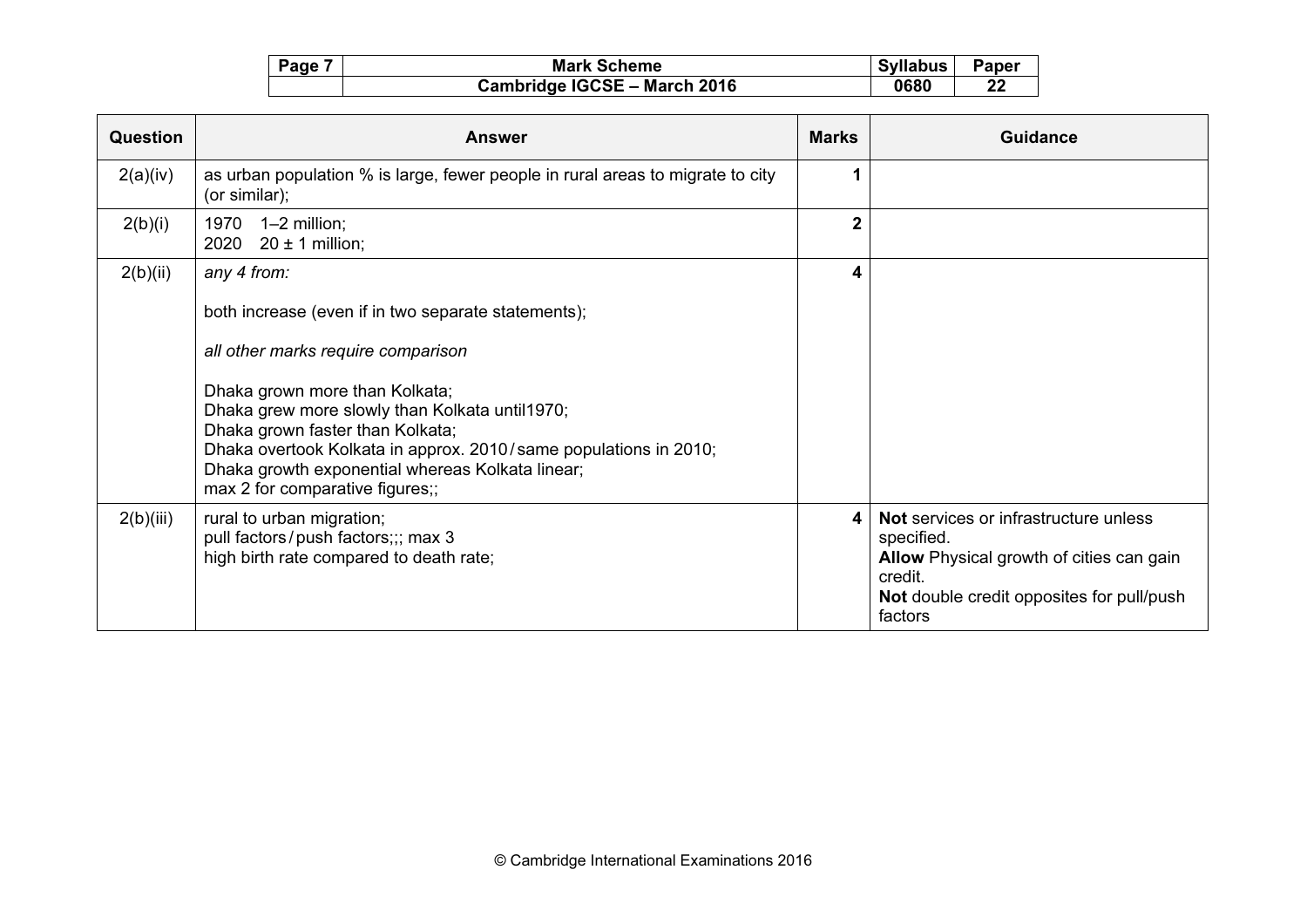| Question | Answer | Marks | Guidance |
|---|---|---|---|
| 2(a)(iv) | as urban population % is large, fewer people in rural areas to migrate to city (or similar); | 1 | |
| 2(b)(i) | 1970 1–2 million;<br>2020 20 ± 1 million; | 2 | |
| 2(b)(ii) | *any 4 from:*<br><br>both increase (even if in two separate statements);<br><br>*all other marks require comparison*<br><br>Dhaka grown more than Kolkata;<br>Dhaka grew more slowly than Kolkata until1970;<br>Dhaka grown faster than Kolkata;<br>Dhaka overtook Kolkata in approx. 2010 / same populations in 2010;<br>Dhaka growth exponential whereas Kolkata linear;<br>max 2 for comparative figures;; | 4 | |
| 2(b)(iii) | rural to urban migration;<br>pull factors / push factors;;; max 3<br>high birth rate compared to death rate; | 4 | **Not** services or infrastructure unless specified.<br>**Allow** Physical growth of cities can gain credit.<br>**Not** double credit opposites for pull/push factors |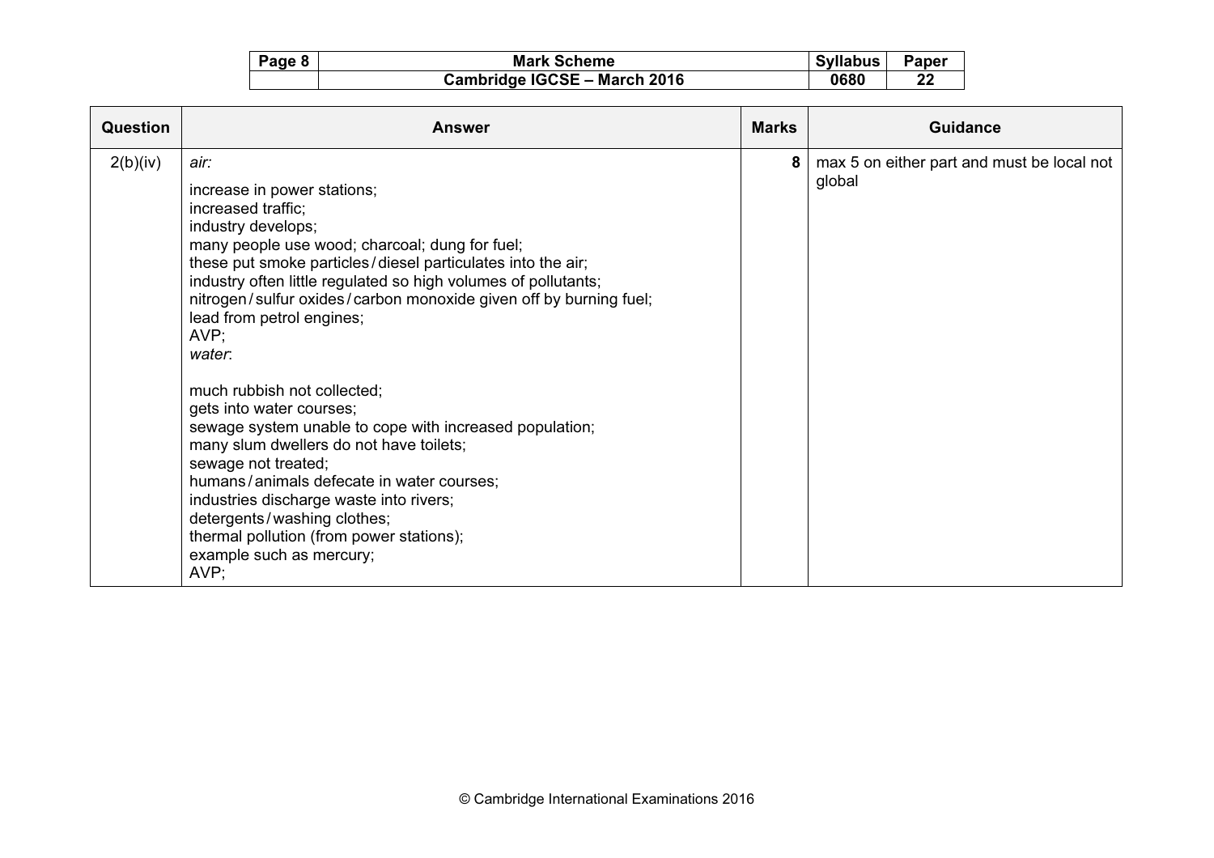| Question | Answer | Marks | Guidance |
|---|---|---|---|
| 2(b)(iv) | *air:*<br><br>increase in power stations;<br>increased traffic;<br>industry develops;<br>many people use wood; charcoal; dung for fuel;<br>these put smoke particles / diesel particulates into the air;<br>industry often little regulated so high volumes of pollutants;<br>nitrogen / sulfur oxides / carbon monoxide given off by burning fuel;<br>lead from petrol engines;<br>AVP;<br>*water*:<br><br>much rubbish not collected;<br>gets into water courses;<br>sewage system unable to cope with increased population;<br>many slum dwellers do not have toilets;<br>sewage not treated;<br>humans / animals defecate in water courses;<br>industries discharge waste into rivers;<br>detergents / washing clothes;<br>thermal pollution (from power stations);<br>example such as mercury;<br>AVP; | 8 | max 5 on either part and must be local not global |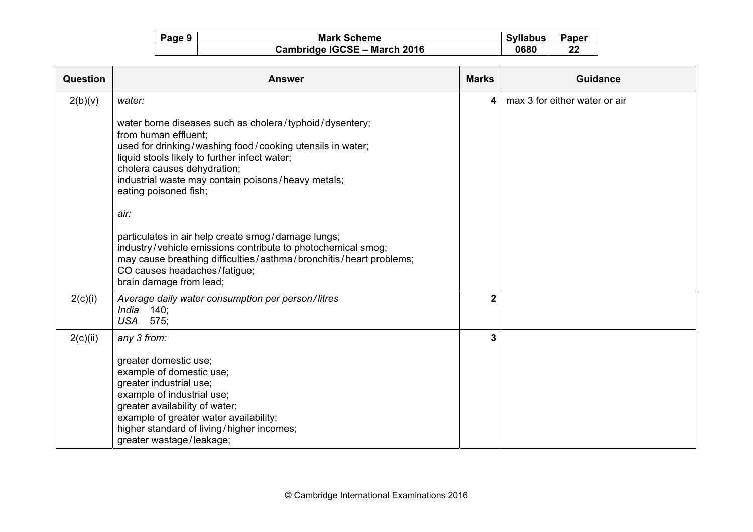| Question | Answer | Marks | Guidance |
| --- | --- | --- | --- |
| 2(b)(v) | *water:*<br><br>water borne diseases such as cholera / typhoid / dysentery;<br>from human effluent;<br>used for drinking / washing food / cooking utensils in water;<br>liquid stools likely to further infect water;<br>cholera causes dehydration;<br>industrial waste may contain poisons / heavy metals;<br>eating poisoned fish;<br><br>*air:*<br><br>particulates in air help create smog / damage lungs;<br>industry / vehicle emissions contribute to photochemical smog;<br>may cause breathing difficulties / asthma / bronchitis / heart problems;<br>CO causes headaches / fatigue;<br>brain damage from lead; | **4** | max 3 for either water or air |
| 2(c)(i) | *Average daily water consumption per person / litres*<br>*India* 140;<br>*USA* 575; | **2** | |
| 2(c)(ii) | *any 3 from:*<br><br>greater domestic use;<br>example of domestic use;<br>greater industrial use;<br>example of industrial use;<br>greater availability of water;<br>example of greater water availability;<br>higher standard of living / higher incomes;<br>greater wastage / leakage; | **3** | |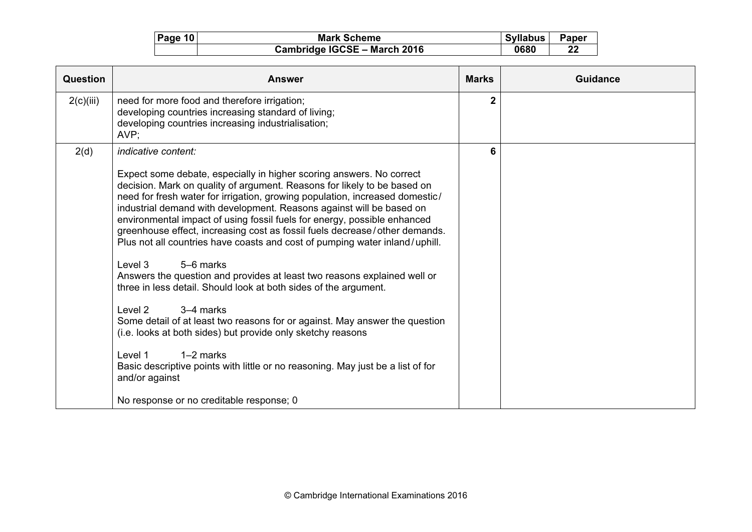| Question | Answer | Marks | Guidance |
|---|---|---|---|
| 2(c)(iii) | need for more food and therefore irrigation;<br>developing countries increasing standard of living;<br>developing countries increasing industrialisation;<br>AVP; | 2 | |
| 2(d) | *indicative content:*<br><br>Expect some debate, especially in higher scoring answers. No correct decision. Mark on quality of argument. Reasons for likely to be based on need for fresh water for irrigation, growing population, increased domestic/industrial demand with development. Reasons against will be based on environmental impact of using fossil fuels for energy, possible enhanced greenhouse effect, increasing cost as fossil fuels decrease/other demands. Plus not all countries have coasts and cost of pumping water inland/uphill.<br><br>Level 3 5–6 marks<br>Answers the question and provides at least two reasons explained well or three in less detail. Should look at both sides of the argument.<br><br>Level 2 3–4 marks<br>Some detail of at least two reasons for or against. May answer the question (i.e. looks at both sides) but provide only sketchy reasons<br><br>Level 1 1–2 marks<br>Basic descriptive points with little or no reasoning. May just be a list of for and/or against<br><br>No response or no creditable response; 0 | 6 | |